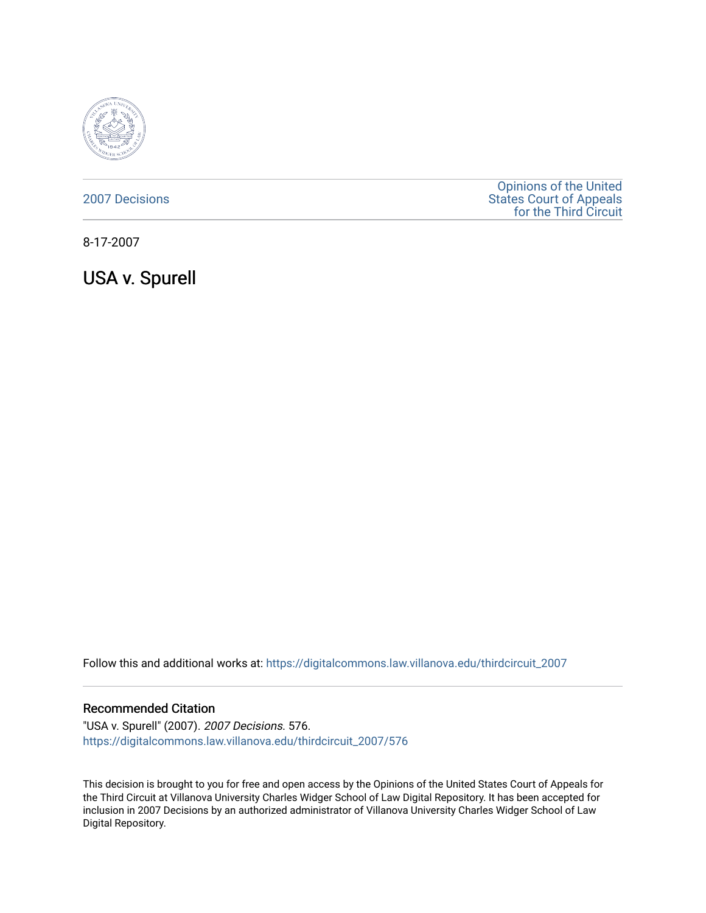2007 Decisions

Opinions of the United States Court of Appeals for the Third Circuit

8-17-2007

# USA v. Spurell

Follow this and additional works at: https://digitalcommons.law.villanova.edu/thirdcircuit_2007

### Recommended Citation

"USA v. Spurell" (2007). *2007 Decisions*. 576.
https://digitalcommons.law.villanova.edu/thirdcircuit_2007/576

This decision is brought to you for free and open access by the Opinions of the United States Court of Appeals for the Third Circuit at Villanova University Charles Widger School of Law Digital Repository. It has been accepted for inclusion in 2007 Decisions by an authorized administrator of Villanova University Charles Widger School of Law Digital Repository.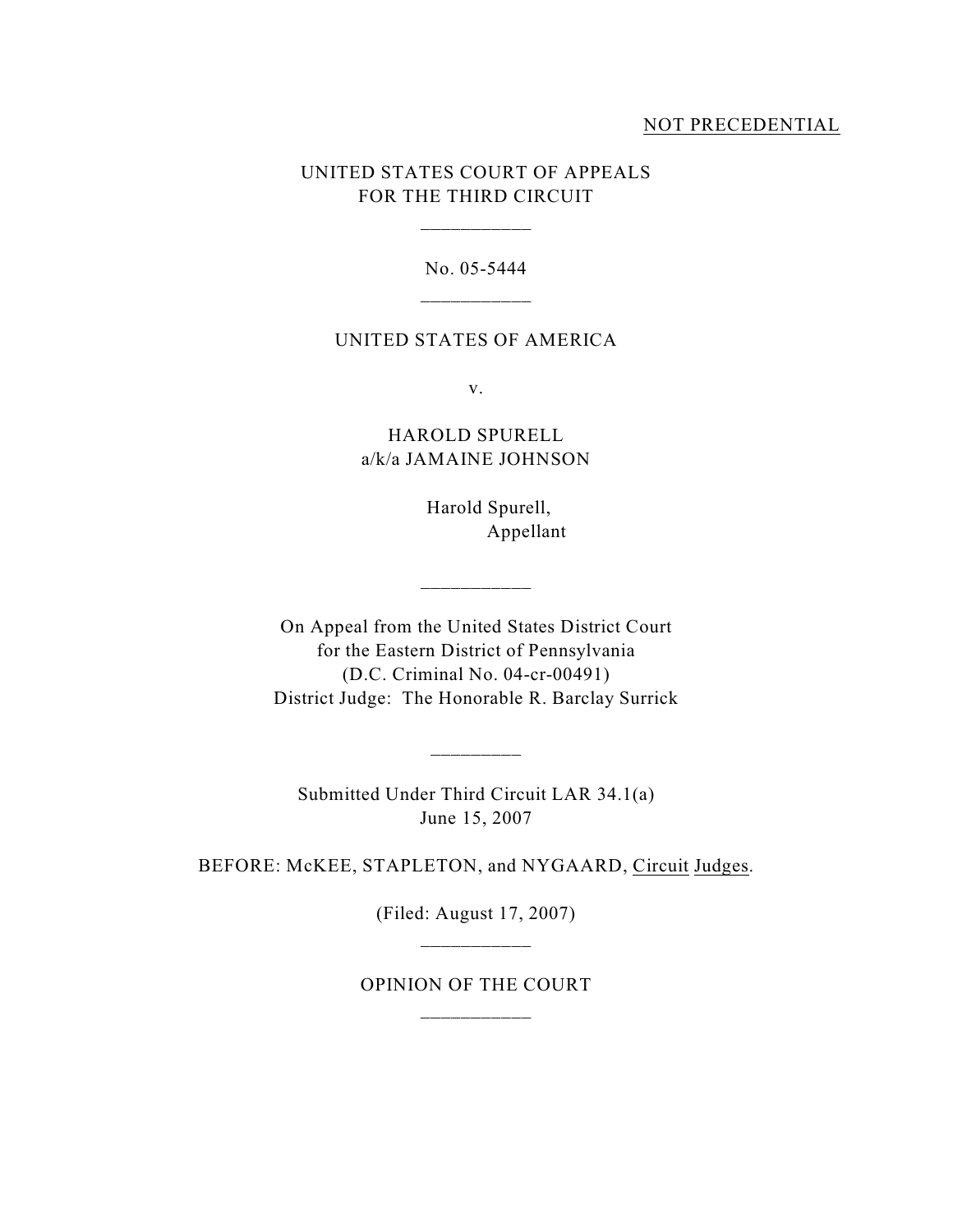NOT PRECEDENTIAL

UNITED STATES COURT OF APPEALS
FOR THE THIRD CIRCUIT

---

No. 05-5444

---

UNITED STATES OF AMERICA

v.

HAROLD SPURELL
a/k/a JAMAINE JOHNSON

Harold Spurell,
Appellant

---

On Appeal from the United States District Court
for the Eastern District of Pennsylvania
(D.C. Criminal No. 04-cr-00491)
District Judge: The Honorable R. Barclay Surrick

---

Submitted Under Third Circuit LAR 34.1(a)
June 15, 2007

BEFORE: McKEE, STAPLETON, and NYGAARD, Circuit Judges.

(Filed: August 17, 2007)

---

OPINION OF THE COURT

---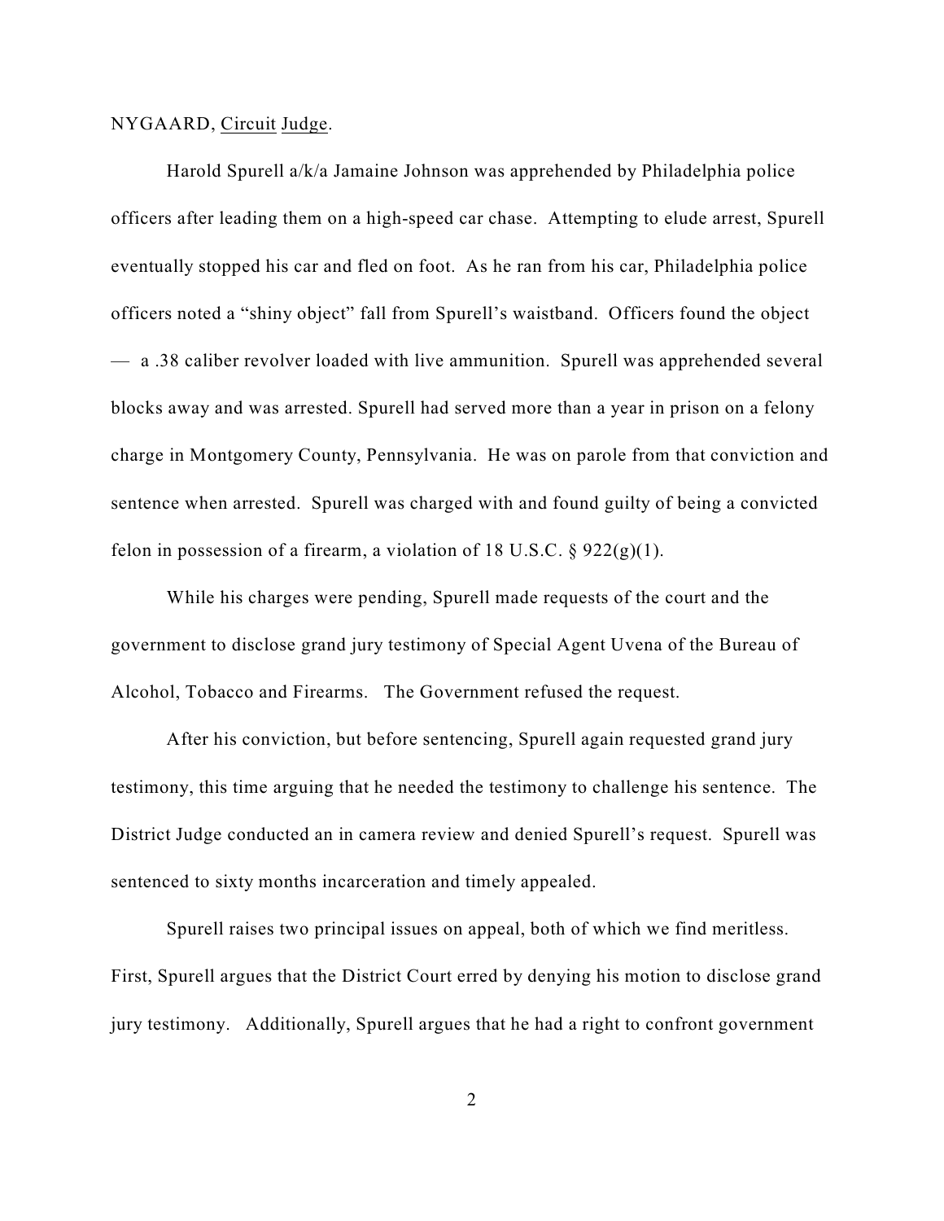NYGAARD, Circuit Judge.

Harold Spurell a/k/a Jamaine Johnson was apprehended by Philadelphia police officers after leading them on a high-speed car chase. Attempting to elude arrest, Spurell eventually stopped his car and fled on foot. As he ran from his car, Philadelphia police officers noted a "shiny object" fall from Spurell's waistband. Officers found the object — a .38 caliber revolver loaded with live ammunition. Spurell was apprehended several blocks away and was arrested. Spurell had served more than a year in prison on a felony charge in Montgomery County, Pennsylvania. He was on parole from that conviction and sentence when arrested. Spurell was charged with and found guilty of being a convicted felon in possession of a firearm, a violation of 18 U.S.C. § 922(g)(1).

While his charges were pending, Spurell made requests of the court and the government to disclose grand jury testimony of Special Agent Uvena of the Bureau of Alcohol, Tobacco and Firearms. The Government refused the request.

After his conviction, but before sentencing, Spurell again requested grand jury testimony, this time arguing that he needed the testimony to challenge his sentence. The District Judge conducted an in camera review and denied Spurell's request. Spurell was sentenced to sixty months incarceration and timely appealed.

Spurell raises two principal issues on appeal, both of which we find meritless. First, Spurell argues that the District Court erred by denying his motion to disclose grand jury testimony. Additionally, Spurell argues that he had a right to confront government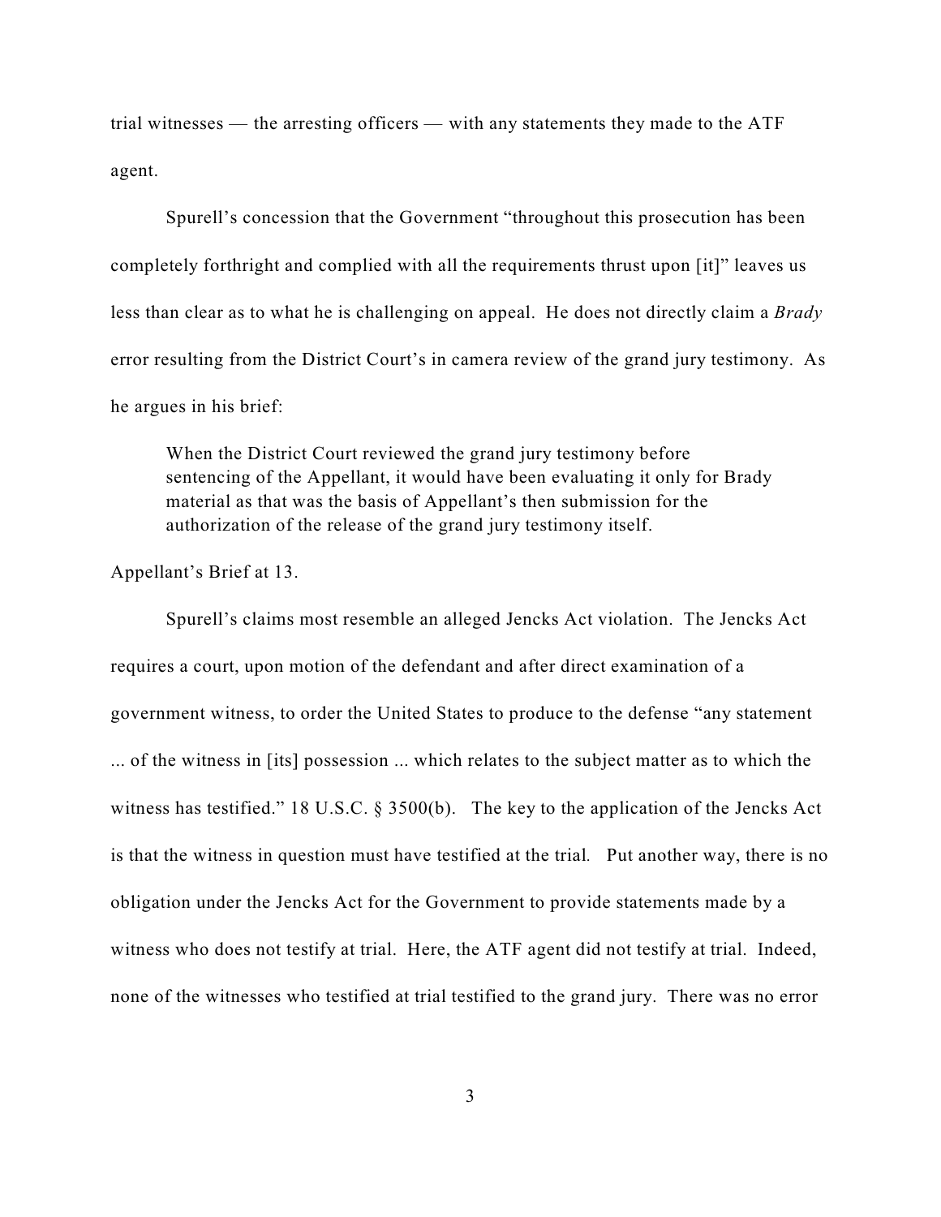trial witnesses — the arresting officers — with any statements they made to the ATF agent.

Spurell's concession that the Government "throughout this prosecution has been completely forthright and complied with all the requirements thrust upon [it]" leaves us less than clear as to what he is challenging on appeal. He does not directly claim a *Brady* error resulting from the District Court's in camera review of the grand jury testimony. As he argues in his brief:

> When the District Court reviewed the grand jury testimony before sentencing of the Appellant, it would have been evaluating it only for Brady material as that was the basis of Appellant's then submission for the authorization of the release of the grand jury testimony itself.

Appellant's Brief at 13.

Spurell's claims most resemble an alleged Jencks Act violation. The Jencks Act requires a court, upon motion of the defendant and after direct examination of a government witness, to order the United States to produce to the defense "any statement ... of the witness in [its] possession ... which relates to the subject matter as to which the witness has testified." 18 U.S.C. § 3500(b). The key to the application of the Jencks Act is that the witness in question must have testified at the trial. Put another way, there is no obligation under the Jencks Act for the Government to provide statements made by a witness who does not testify at trial. Here, the ATF agent did not testify at trial. Indeed, none of the witnesses who testified at trial testified to the grand jury. There was no error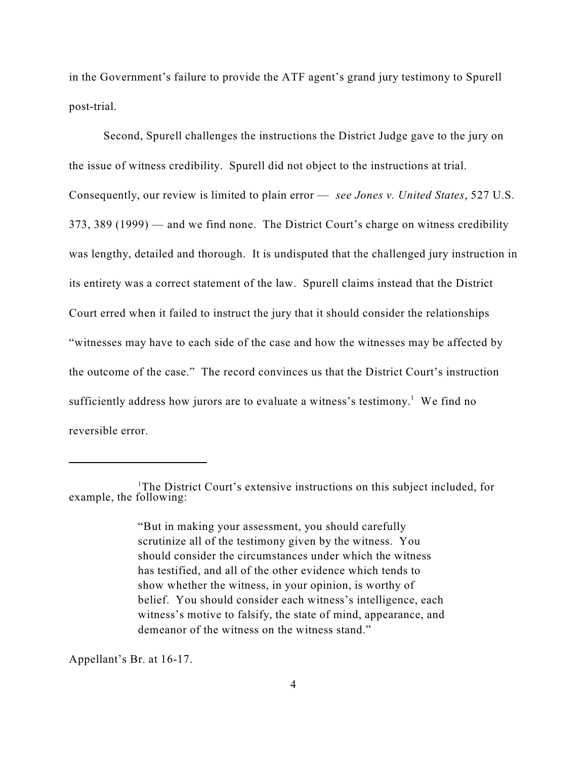in the Government's failure to provide the ATF agent's grand jury testimony to Spurell post-trial.

Second, Spurell challenges the instructions the District Judge gave to the jury on the issue of witness credibility. Spurell did not object to the instructions at trial. Consequently, our review is limited to plain error — *see Jones v. United States*, 527 U.S. 373, 389 (1999) — and we find none. The District Court's charge on witness credibility was lengthy, detailed and thorough. It is undisputed that the challenged jury instruction in its entirety was a correct statement of the law. Spurell claims instead that the District Court erred when it failed to instruct the jury that it should consider the relationships "witnesses may have to each side of the case and how the witnesses may be affected by the outcome of the case." The record convinces us that the District Court's instruction sufficiently address how jurors are to evaluate a witness's testimony.[1] We find no reversible error.

---

[1]The District Court's extensive instructions on this subject included, for example, the following:

> "But in making your assessment, you should carefully scrutinize all of the testimony given by the witness. You should consider the circumstances under which the witness has testified, and all of the other evidence which tends to show whether the witness, in your opinion, is worthy of belief. You should consider each witness's intelligence, each witness's motive to falsify, the state of mind, appearance, and demeanor of the witness on the witness stand."

Appellant's Br. at 16-17.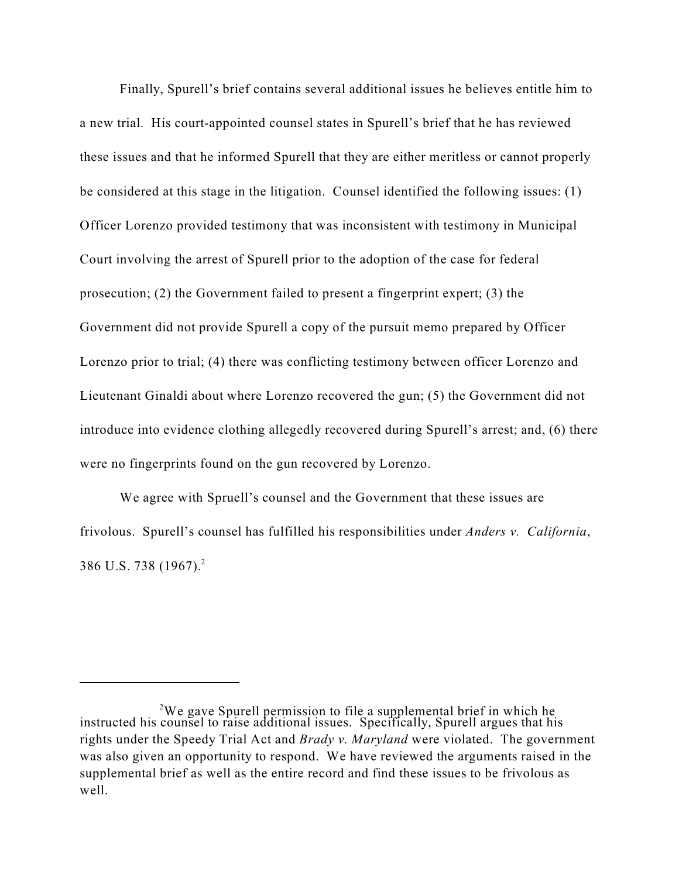Finally, Spurell's brief contains several additional issues he believes entitle him to a new trial. His court-appointed counsel states in Spurell's brief that he has reviewed these issues and that he informed Spurell that they are either meritless or cannot properly be considered at this stage in the litigation. Counsel identified the following issues: (1) Officer Lorenzo provided testimony that was inconsistent with testimony in Municipal Court involving the arrest of Spurell prior to the adoption of the case for federal prosecution; (2) the Government failed to present a fingerprint expert; (3) the Government did not provide Spurell a copy of the pursuit memo prepared by Officer Lorenzo prior to trial; (4) there was conflicting testimony between officer Lorenzo and Lieutenant Ginaldi about where Lorenzo recovered the gun; (5) the Government did not introduce into evidence clothing allegedly recovered during Spurell's arrest; and, (6) there were no fingerprints found on the gun recovered by Lorenzo.

We agree with Spruell's counsel and the Government that these issues are frivolous. Spurell's counsel has fulfilled his responsibilities under *Anders v. California*, 386 U.S. 738 (1967).[2]

---

[2]We gave Spurell permission to file a supplemental brief in which he instructed his counsel to raise additional issues. Specifically, Spurell argues that his rights under the Speedy Trial Act and *Brady v. Maryland* were violated. The government was also given an opportunity to respond. We have reviewed the arguments raised in the supplemental brief as well as the entire record and find these issues to be frivolous as well.